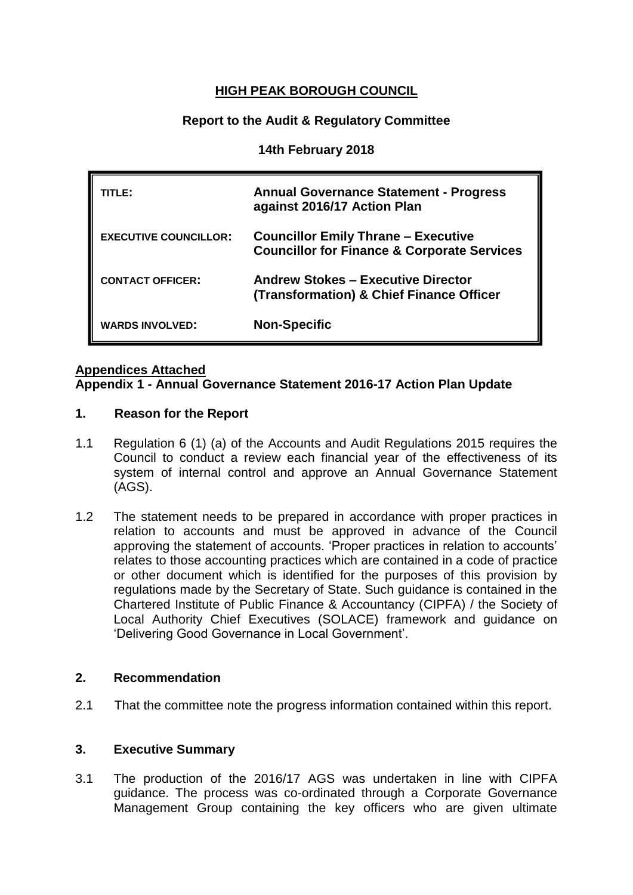# HIGH PEAK BOROUGH COUNCIL

## Report to the Audit & Regulatory Committee

### 14th February 2018

| | |
|---|---|
| **TITLE:** | **Annual Governance Statement - Progress against 2016/17 Action Plan** |
| **EXECUTIVE COUNCILLOR:** | **Councillor Emily Thrane – Executive Councillor for Finance & Corporate Services** |
| **CONTACT OFFICER:** | **Andrew Stokes – Executive Director (Transformation) & Chief Finance Officer** |
| **WARDS INVOLVED:** | **Non-Specific** |

**Appendices Attached**
**Appendix 1 - Annual Governance Statement 2016-17 Action Plan Update**

## 1. Reason for the Report

1.1 Regulation 6 (1) (a) of the Accounts and Audit Regulations 2015 requires the Council to conduct a review each financial year of the effectiveness of its system of internal control and approve an Annual Governance Statement (AGS).

1.2 The statement needs to be prepared in accordance with proper practices in relation to accounts and must be approved in advance of the Council approving the statement of accounts. 'Proper practices in relation to accounts' relates to those accounting practices which are contained in a code of practice or other document which is identified for the purposes of this provision by regulations made by the Secretary of State. Such guidance is contained in the Chartered Institute of Public Finance & Accountancy (CIPFA) / the Society of Local Authority Chief Executives (SOLACE) framework and guidance on 'Delivering Good Governance in Local Government'.

## 2. Recommendation

2.1 That the committee note the progress information contained within this report.

## 3. Executive Summary

3.1 The production of the 2016/17 AGS was undertaken in line with CIPFA guidance. The process was co-ordinated through a Corporate Governance Management Group containing the key officers who are given ultimate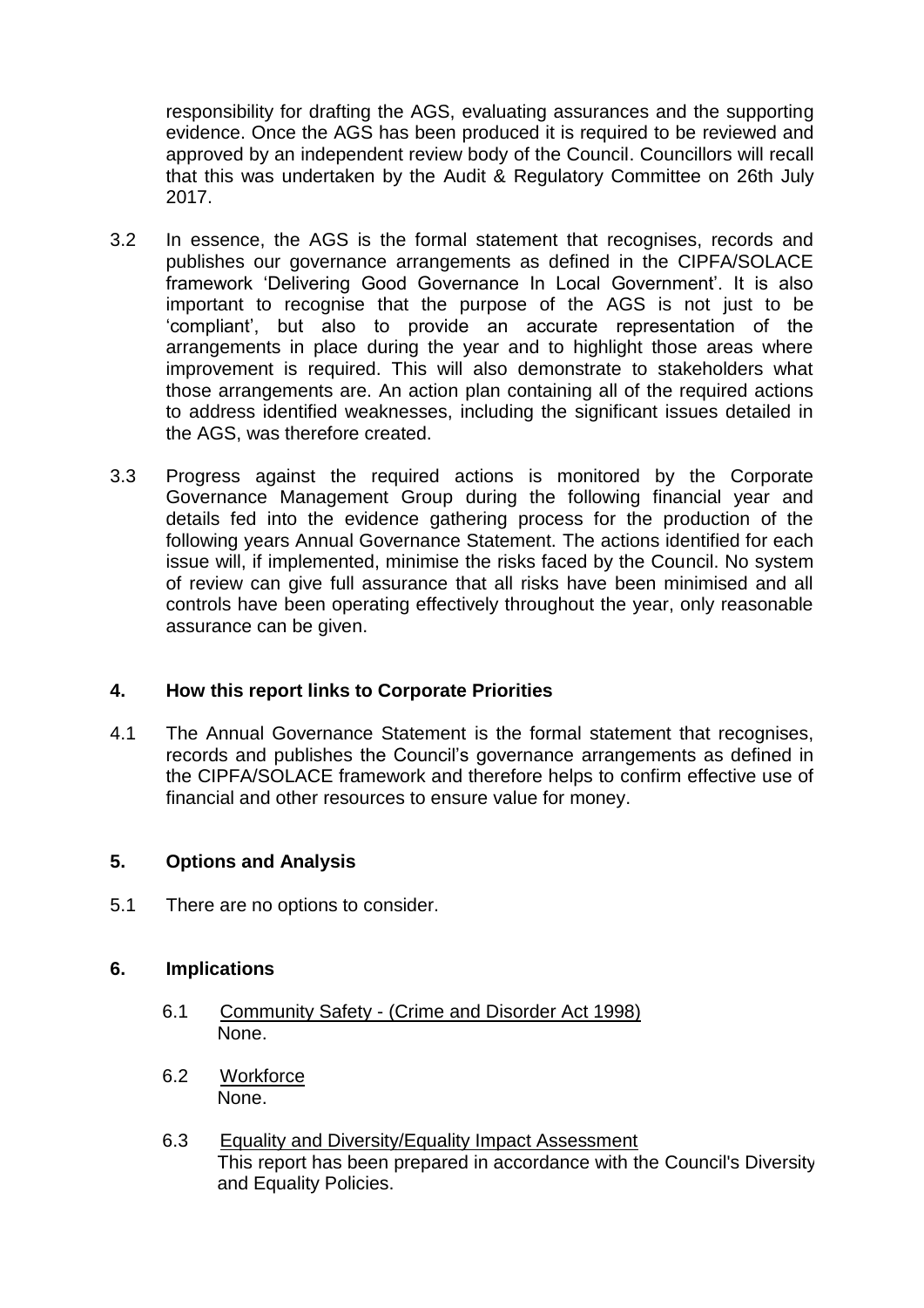responsibility for drafting the AGS, evaluating assurances and the supporting evidence. Once the AGS has been produced it is required to be reviewed and approved by an independent review body of the Council. Councillors will recall that this was undertaken by the Audit & Regulatory Committee on 26th July 2017.

3.2 In essence, the AGS is the formal statement that recognises, records and publishes our governance arrangements as defined in the CIPFA/SOLACE framework 'Delivering Good Governance In Local Government'. It is also important to recognise that the purpose of the AGS is not just to be 'compliant', but also to provide an accurate representation of the arrangements in place during the year and to highlight those areas where improvement is required. This will also demonstrate to stakeholders what those arrangements are. An action plan containing all of the required actions to address identified weaknesses, including the significant issues detailed in the AGS, was therefore created.

3.3 Progress against the required actions is monitored by the Corporate Governance Management Group during the following financial year and details fed into the evidence gathering process for the production of the following years Annual Governance Statement. The actions identified for each issue will, if implemented, minimise the risks faced by the Council. No system of review can give full assurance that all risks have been minimised and all controls have been operating effectively throughout the year, only reasonable assurance can be given.

## 4. How this report links to Corporate Priorities

4.1 The Annual Governance Statement is the formal statement that recognises, records and publishes the Council's governance arrangements as defined in the CIPFA/SOLACE framework and therefore helps to confirm effective use of financial and other resources to ensure value for money.

## 5. Options and Analysis

5.1 There are no options to consider.

## 6. Implications

6.1 Community Safety - (Crime and Disorder Act 1998)
None.

6.2 Workforce
None.

6.3 Equality and Diversity/Equality Impact Assessment
This report has been prepared in accordance with the Council's Diversity and Equality Policies.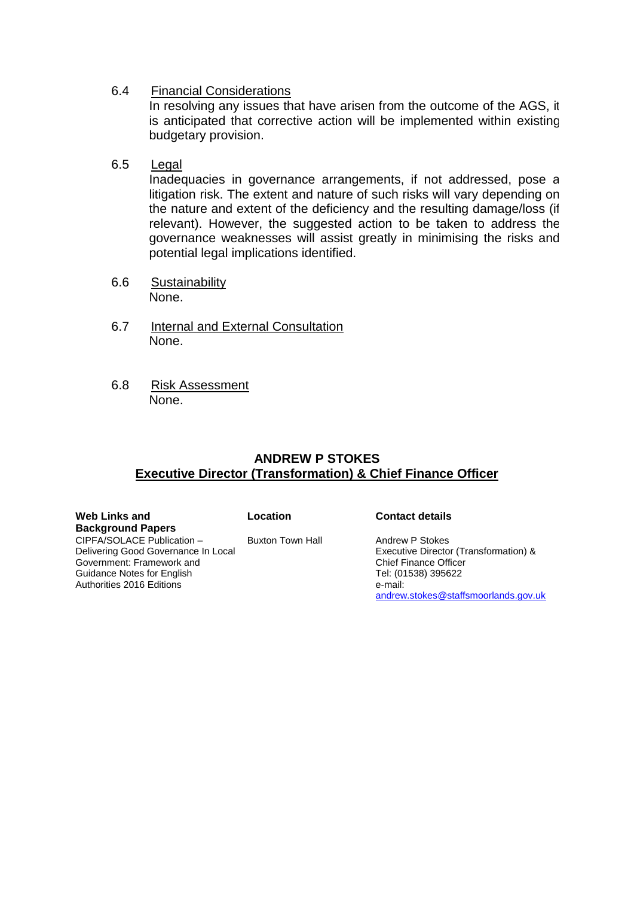6.4 Financial Considerations

In resolving any issues that have arisen from the outcome of the AGS, it is anticipated that corrective action will be implemented within existing budgetary provision.

6.5 Legal

Inadequacies in governance arrangements, if not addressed, pose a litigation risk. The extent and nature of such risks will vary depending on the nature and extent of the deficiency and the resulting damage/loss (if relevant). However, the suggested action to be taken to address the governance weaknesses will assist greatly in minimising the risks and potential legal implications identified.

6.6 Sustainability

None.

6.7 Internal and External Consultation

None.

6.8 Risk Assessment

None.

**ANDREW P STOKES**
**Executive Director (Transformation) & Chief Finance Officer**

| Web Links and Background Papers | Location | Contact details |
|---|---|---|
| CIPFA/SOLACE Publication – Delivering Good Governance In Local Government: Framework and Guidance Notes for English Authorities 2016 Editions | Buxton Town Hall | Andrew P Stokes<br>Executive Director (Transformation) & Chief Finance Officer<br>Tel: (01538) 395622<br>e-mail:<br>andrew.stokes@staffsmoorlands.gov.uk |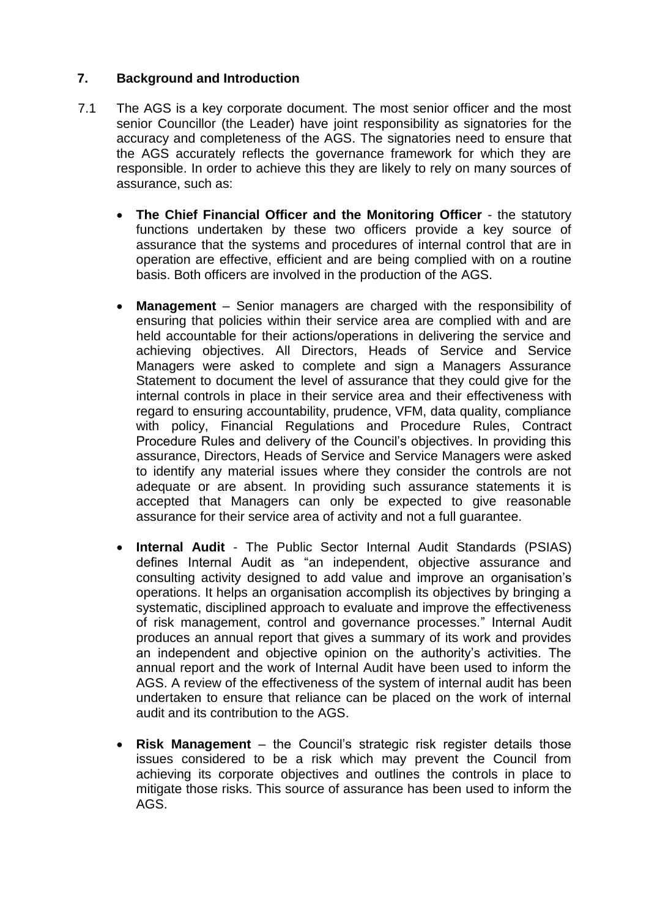## 7. Background and Introduction

7.1 The AGS is a key corporate document. The most senior officer and the most senior Councillor (the Leader) have joint responsibility as signatories for the accuracy and completeness of the AGS. The signatories need to ensure that the AGS accurately reflects the governance framework for which they are responsible. In order to achieve this they are likely to rely on many sources of assurance, such as:

- **The Chief Financial Officer and the Monitoring Officer** - the statutory functions undertaken by these two officers provide a key source of assurance that the systems and procedures of internal control that are in operation are effective, efficient and are being complied with on a routine basis. Both officers are involved in the production of the AGS.

- **Management** – Senior managers are charged with the responsibility of ensuring that policies within their service area are complied with and are held accountable for their actions/operations in delivering the service and achieving objectives. All Directors, Heads of Service and Service Managers were asked to complete and sign a Managers Assurance Statement to document the level of assurance that they could give for the internal controls in place in their service area and their effectiveness with regard to ensuring accountability, prudence, VFM, data quality, compliance with policy, Financial Regulations and Procedure Rules, Contract Procedure Rules and delivery of the Council's objectives. In providing this assurance, Directors, Heads of Service and Service Managers were asked to identify any material issues where they consider the controls are not adequate or are absent. In providing such assurance statements it is accepted that Managers can only be expected to give reasonable assurance for their service area of activity and not a full guarantee.

- **Internal Audit** - The Public Sector Internal Audit Standards (PSIAS) defines Internal Audit as "an independent, objective assurance and consulting activity designed to add value and improve an organisation's operations. It helps an organisation accomplish its objectives by bringing a systematic, disciplined approach to evaluate and improve the effectiveness of risk management, control and governance processes." Internal Audit produces an annual report that gives a summary of its work and provides an independent and objective opinion on the authority's activities. The annual report and the work of Internal Audit have been used to inform the AGS. A review of the effectiveness of the system of internal audit has been undertaken to ensure that reliance can be placed on the work of internal audit and its contribution to the AGS.

- **Risk Management** – the Council's strategic risk register details those issues considered to be a risk which may prevent the Council from achieving its corporate objectives and outlines the controls in place to mitigate those risks. This source of assurance has been used to inform the AGS.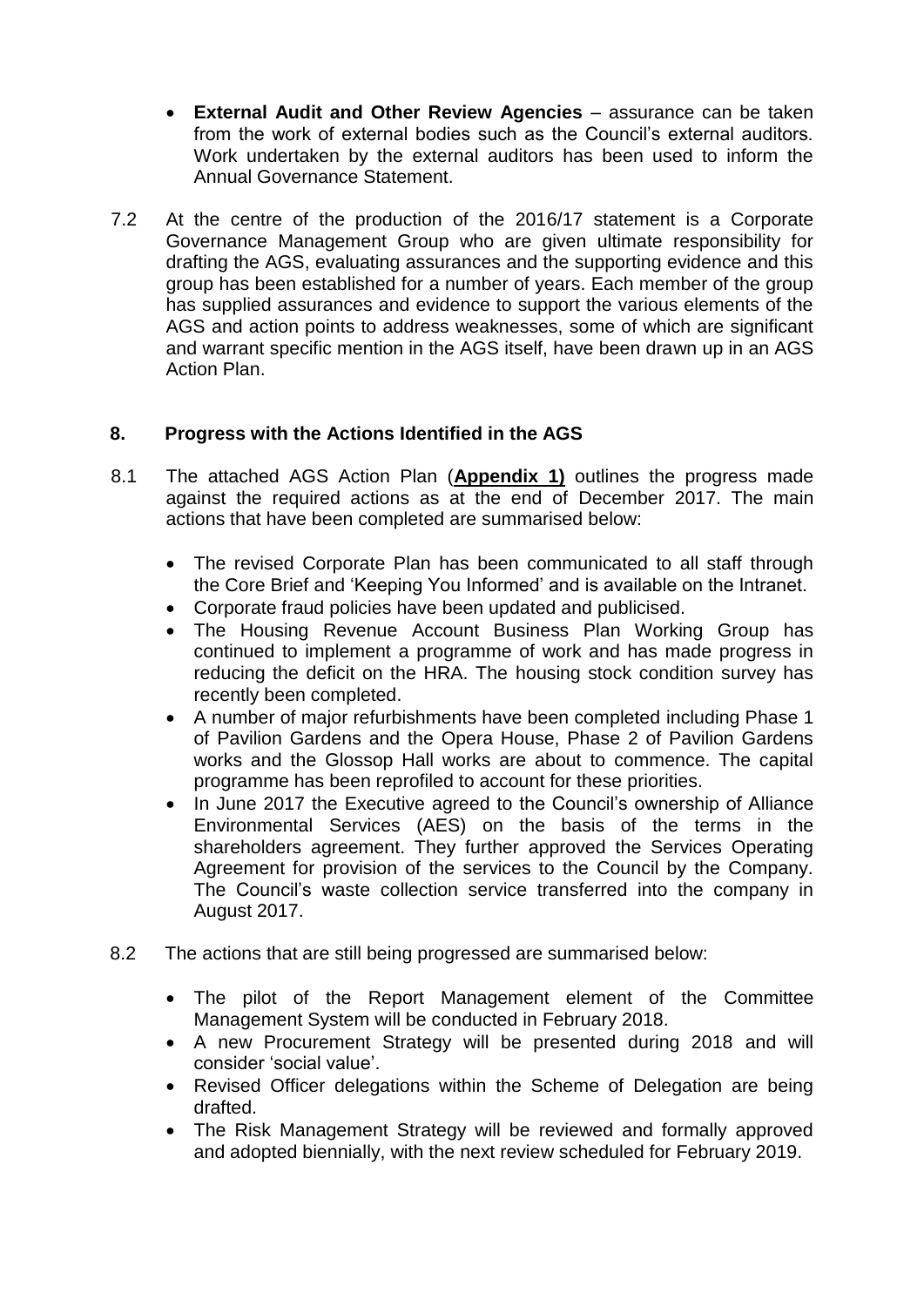- **External Audit and Other Review Agencies** – assurance can be taken from the work of external bodies such as the Council's external auditors. Work undertaken by the external auditors has been used to inform the Annual Governance Statement.

7.2 At the centre of the production of the 2016/17 statement is a Corporate Governance Management Group who are given ultimate responsibility for drafting the AGS, evaluating assurances and the supporting evidence and this group has been established for a number of years. Each member of the group has supplied assurances and evidence to support the various elements of the AGS and action points to address weaknesses, some of which are significant and warrant specific mention in the AGS itself, have been drawn up in an AGS Action Plan.

## 8. Progress with the Actions Identified in the AGS

8.1 The attached AGS Action Plan (**Appendix 1)** outlines the progress made against the required actions as at the end of December 2017. The main actions that have been completed are summarised below:

- The revised Corporate Plan has been communicated to all staff through the Core Brief and 'Keeping You Informed' and is available on the Intranet.
- Corporate fraud policies have been updated and publicised.
- The Housing Revenue Account Business Plan Working Group has continued to implement a programme of work and has made progress in reducing the deficit on the HRA. The housing stock condition survey has recently been completed.
- A number of major refurbishments have been completed including Phase 1 of Pavilion Gardens and the Opera House, Phase 2 of Pavilion Gardens works and the Glossop Hall works are about to commence. The capital programme has been reprofiled to account for these priorities.
- In June 2017 the Executive agreed to the Council's ownership of Alliance Environmental Services (AES) on the basis of the terms in the shareholders agreement. They further approved the Services Operating Agreement for provision of the services to the Council by the Company. The Council's waste collection service transferred into the company in August 2017.

8.2 The actions that are still being progressed are summarised below:

- The pilot of the Report Management element of the Committee Management System will be conducted in February 2018.
- A new Procurement Strategy will be presented during 2018 and will consider 'social value'.
- Revised Officer delegations within the Scheme of Delegation are being drafted.
- The Risk Management Strategy will be reviewed and formally approved and adopted biennially, with the next review scheduled for February 2019.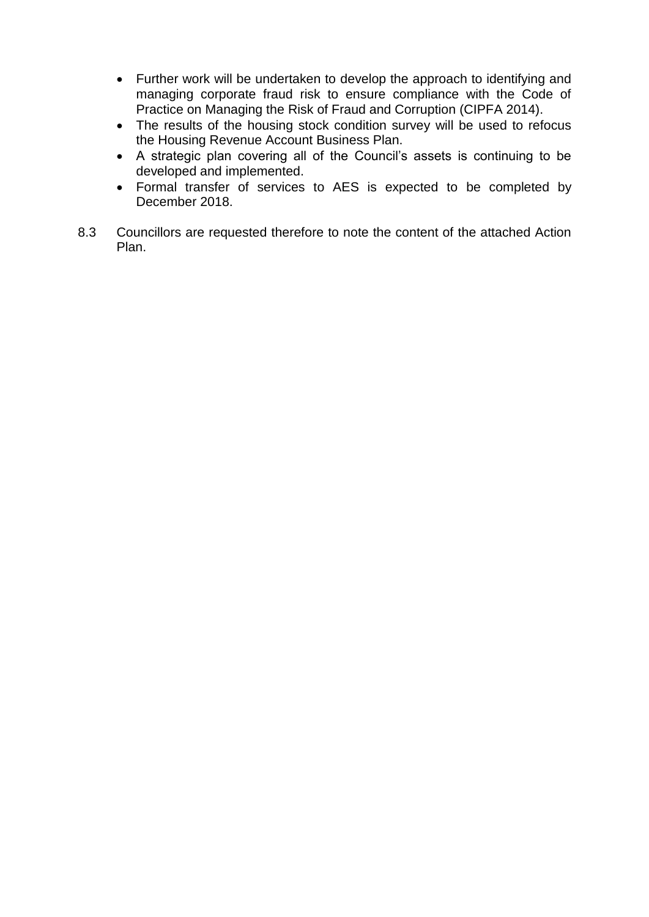- Further work will be undertaken to develop the approach to identifying and managing corporate fraud risk to ensure compliance with the Code of Practice on Managing the Risk of Fraud and Corruption (CIPFA 2014).
- The results of the housing stock condition survey will be used to refocus the Housing Revenue Account Business Plan.
- A strategic plan covering all of the Council's assets is continuing to be developed and implemented.
- Formal transfer of services to AES is expected to be completed by December 2018.

8.3 Councillors are requested therefore to note the content of the attached Action Plan.